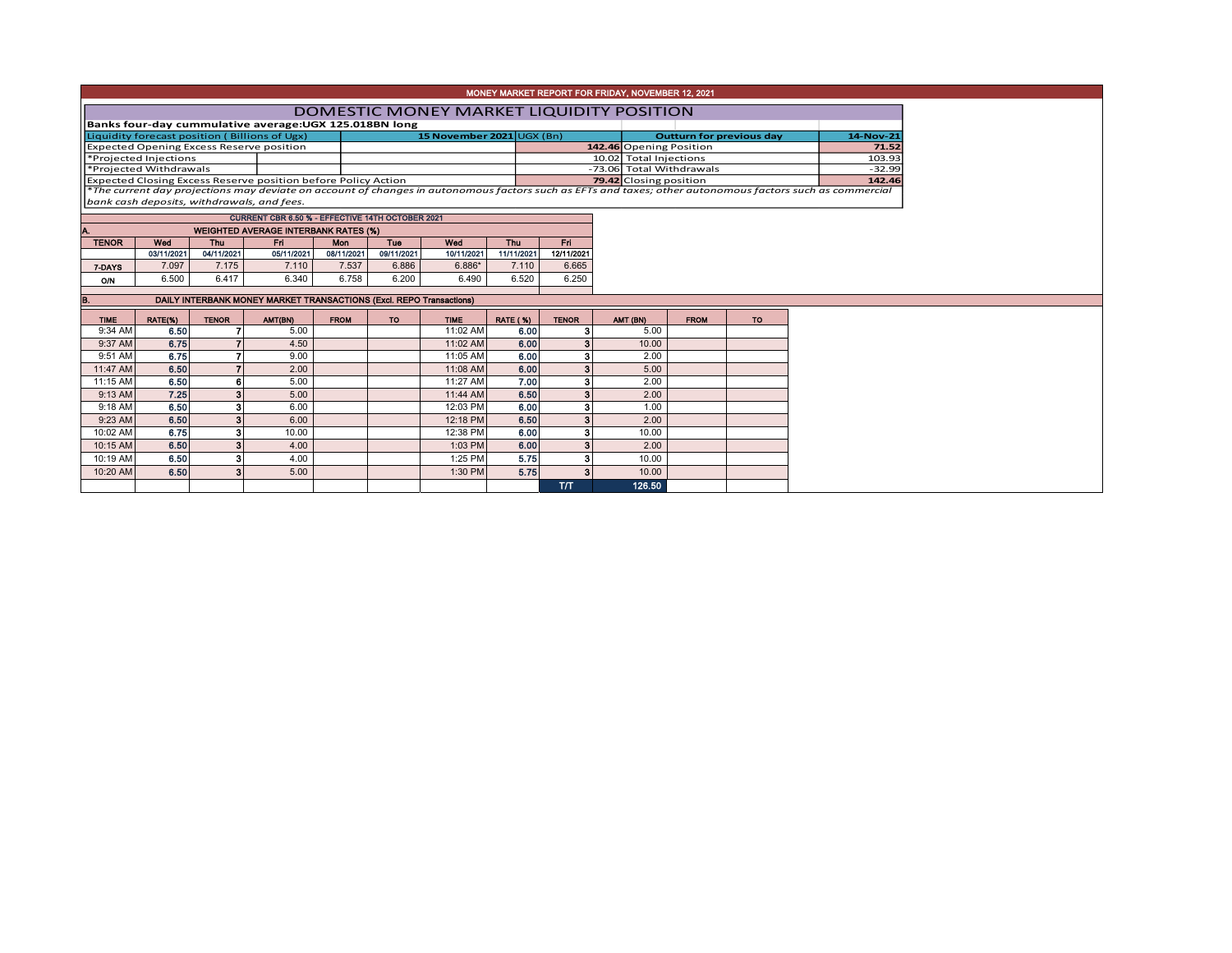# MONEY MARKET REPORT FOR FRIDAY, NOVEMBER 12, 2021

## DOMESTIC MONEY MARKET LIQUIDITY POSITION

**Banks four-day cummulative average:UGX 125.018BN long**

| Liquidity forecast position ( Billions of Ugx) | 15 November 2021 UGX (Bn) | Outturn for previous day | 14-Nov-21 |
|---|---|---|---|
| Expected Opening Excess Reserve position | **142.46** | Opening Position | **71.52** |
| *Projected Injections | 10.02 | Total Injections | 103.93 |
| *Projected Withdrawals | -73.06 | Total Withdrawals | -32.99 |
| Expected Closing Excess Reserve position before Policy Action | **79.42** | Closing position | **142.46** |

*\*The current day projections may deviate on account of changes in autonomous factors such as EFTs and taxes; other autonomous factors such as commercial bank cash deposits, withdrawals, and fees.*

**CURRENT CBR 6.50 % - EFFECTIVE 14TH OCTOBER 2021**

**A. WEIGHTED AVERAGE INTERBANK RATES (%)**

| TENOR | Wed 03/11/2021 | Thu 04/11/2021 | Fri 05/11/2021 | Mon 08/11/2021 | Tue 09/11/2021 | Wed 10/11/2021 | Thu 11/11/2021 | Fri 12/11/2021 |
|---|---|---|---|---|---|---|---|---|
| 7-DAYS | 7.097 | 7.175 | 7.110 | 7.537 | 6.886 | 6.886* | 7.110 | 6.665 |
| O/N | 6.500 | 6.417 | 6.340 | 6.758 | 6.200 | 6.490 | 6.520 | 6.250 |

**B. DAILY INTERBANK MONEY MARKET TRANSACTIONS (Excl. REPO Transactions)**

| TIME | RATE(%) | TENOR | AMT(BN) | FROM | TO | TIME | RATE ( %) | TENOR | AMT (BN) | FROM | TO |
|---|---|---|---|---|---|---|---|---|---|---|---|
| 9:34 AM | 6.50 | 7 | 5.00 | | | 11:02 AM | 6.00 | 3 | 5.00 | | |
| 9:37 AM | 6.75 | 7 | 4.50 | | | 11:02 AM | 6.00 | 3 | 10.00 | | |
| 9:51 AM | 6.75 | 7 | 9.00 | | | 11:05 AM | 6.00 | 3 | 2.00 | | |
| 11:47 AM | 6.50 | 7 | 2.00 | | | 11:08 AM | 6.00 | 3 | 5.00 | | |
| 11:15 AM | 6.50 | 6 | 5.00 | | | 11:27 AM | 7.00 | 3 | 2.00 | | |
| 9:13 AM | 7.25 | 3 | 5.00 | | | 11:44 AM | 6.50 | 3 | 2.00 | | |
| 9:18 AM | 6.50 | 3 | 6.00 | | | 12:03 PM | 6.00 | 3 | 1.00 | | |
| 9:23 AM | 6.50 | 3 | 6.00 | | | 12:18 PM | 6.50 | 3 | 2.00 | | |
| 10:02 AM | 6.75 | 3 | 10.00 | | | 12:38 PM | 6.00 | 3 | 10.00 | | |
| 10:15 AM | 6.50 | 3 | 4.00 | | | 1:03 PM | 6.00 | 3 | 2.00 | | |
| 10:19 AM | 6.50 | 3 | 4.00 | | | 1:25 PM | 5.75 | 3 | 10.00 | | |
| 10:20 AM | 6.50 | 3 | 5.00 | | | 1:30 PM | 5.75 | 3 | 10.00 | | |
| | | | | | | | | T/T | 126.50 | | |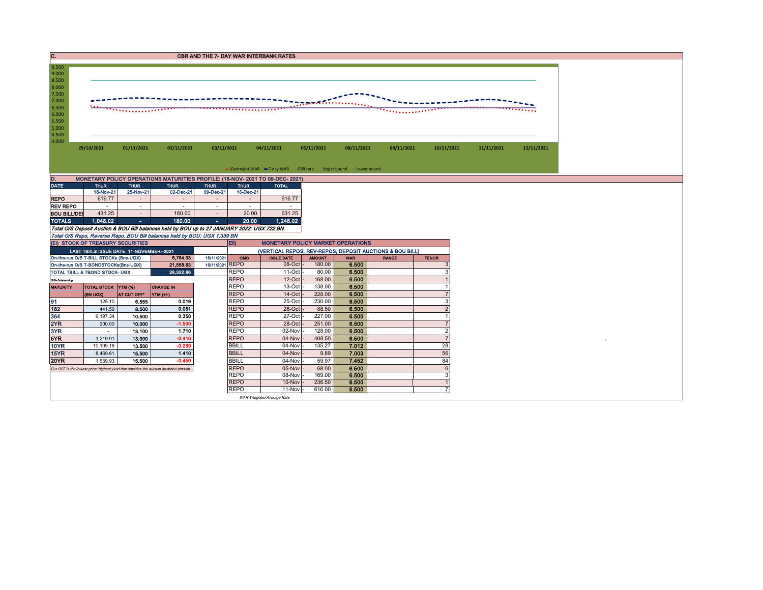## C. CBR AND THE 7- DAY WAR INTERBANK RATES

9.500
9.000
8.500
8.000
7.500
7.000
6.500
6.000
5.500
5.000
4.500
4.000

29/10/2021 01/11/2021 02/11/2021 03/11/2021 04/11/2021 05/11/2021 08/11/2021 09/11/2021 10/11/2021 11/11/2021 12/11/2021

Overnight WAR — 7-day WAR — CBR rate — Upper bound — Lower bound

## D. MONETARY POLICY OPERATIONS MATURITIES PROFILE: (18-NOV- 2021 TO 09-DEC- 2021)

| DATE | THUR | THUR | THUR | THUR | THUR | TOTAL |
|---|---|---|---|---|---|---|
| | 18-Nov-21 | 25-Nov-21 | 02-Dec-21 | 09-Dec-21 | 16-Dec-21 | |
| REPO | 616.77 | - | - | - | - | 616.77 |
| REV REPO | - | - | - | - | - | - |
| BOU BILL/DEI | 431.25 | - | 180.00 | - | 20.00 | 631.25 |
| TOTALS | 1,048.02 | - | 180.00 | - | 20.00 | 1,248.02 |

*Total O/S Deposit Auction & BOU Bill balances held by BOU up to 27 JANUARY 2022: UGX 722 BN*

*Total O/S Repo, Reverse Repo, BOU Bill balances held by BOU: UGX 1,339 BN*

## (Ei) STOCK OF TREASURY SECURITIES

| LAST TBIILS ISSUE DATE: 11-NOVEMBER--2021 | | |
|---|---|---|
| On-the-run O/S T-BILL STOCKs (Bns-UGX) | 6,764.03 | 15/11/2021 |
| On-the-run O/S T-BONDSTOCKs(Bns-UGX) | 21,558.63 | 15/11/2021 |
| TOTAL TBILL & TBOND STOCK- UGX | 28,322.66 | |

*O/S=Outstanding*

| MATURITY | TOTAL STOCK (BN UGX) | YTM (%) AT CUT OFF* | CHANGE IN YTM (+/-) |
|---|---|---|---|
| 91 | 125.10 | 6.555 | 0.016 |
| 182 | 441.59 | 8.500 | 0.081 |
| 364 | 6,197.34 | 10.500 | 0.350 |
| 2YR | 200.00 | 10.000 | -1.500 |
| 3YR | - | 13.100 | 1.710 |
| 5YR | 1,219.91 | 13.000 | -0.410 |
| 10YR | 10,109.18 | 13.500 | -0.239 |
| 15YR | 8,469.61 | 15.500 | 1.410 |
| 20YR | 1,559.93 | 15.500 | -0.450 |

*Cut OFF is the lowest price/ highest yield that satisfies the auction awarded amount.*

## Eii) MONETARY POLICY MARKET OPERATIONS

(VERTICAL REPOS, REV-REPOS, DEPOSIT AUCTIONS & BOU BILL)

| OMO | ISSUE DATE | AMOUNT | WAR | RANGE | TENOR |
|---|---|---|---|---|---|
| REPO | 08-Oct - | 180.00 | 6.500 | | 3 |
| REPO | 11-Oct - | 80.00 | 6.500 | | 3 |
| REPO | 12-Oct - | 168.00 | 6.500 | | 1 |
| REPO | 13-Oct - | 138.00 | 6.500 | | 1 |
| REPO | 14-Oct - | 228.00 | 6.500 | | 7 |
| REPO | 25-Oct - | 230.00 | 6.500 | | 3 |
| REPO | 26-Oct - | 88.50 | 6.500 | | 2 |
| REPO | 27-Oct - | 227.00 | 6.500 | | 1 |
| REPO | 28-Oct - | 251.00 | 6.500 | | 7 |
| REPO | 02-Nov - | 128.00 | 6.500 | | 2 |
| REPO | 04-Nov - | 408.50 | 6.500 | | 7 |
| BBILL | 04-Nov - | 135.27 | 7.012 | | 28 |
| BBILL | 04-Nov - | 9.89 | 7.003 | | 56 |
| BBILL | 04-Nov - | 59.97 | 7.452 | | 84 |
| REPO | 05-Nov - | 68.00 | 6.500 | | 6 |
| REPO | 08-Nov - | 169.00 | 6.500 | | 3 |
| REPO | 10-Nov - | 236.50 | 6.500 | | 1 |
| REPO | 11-Nov - | 616.00 | 6.500 | | 7 |

*WAR-Weighted Average Rate*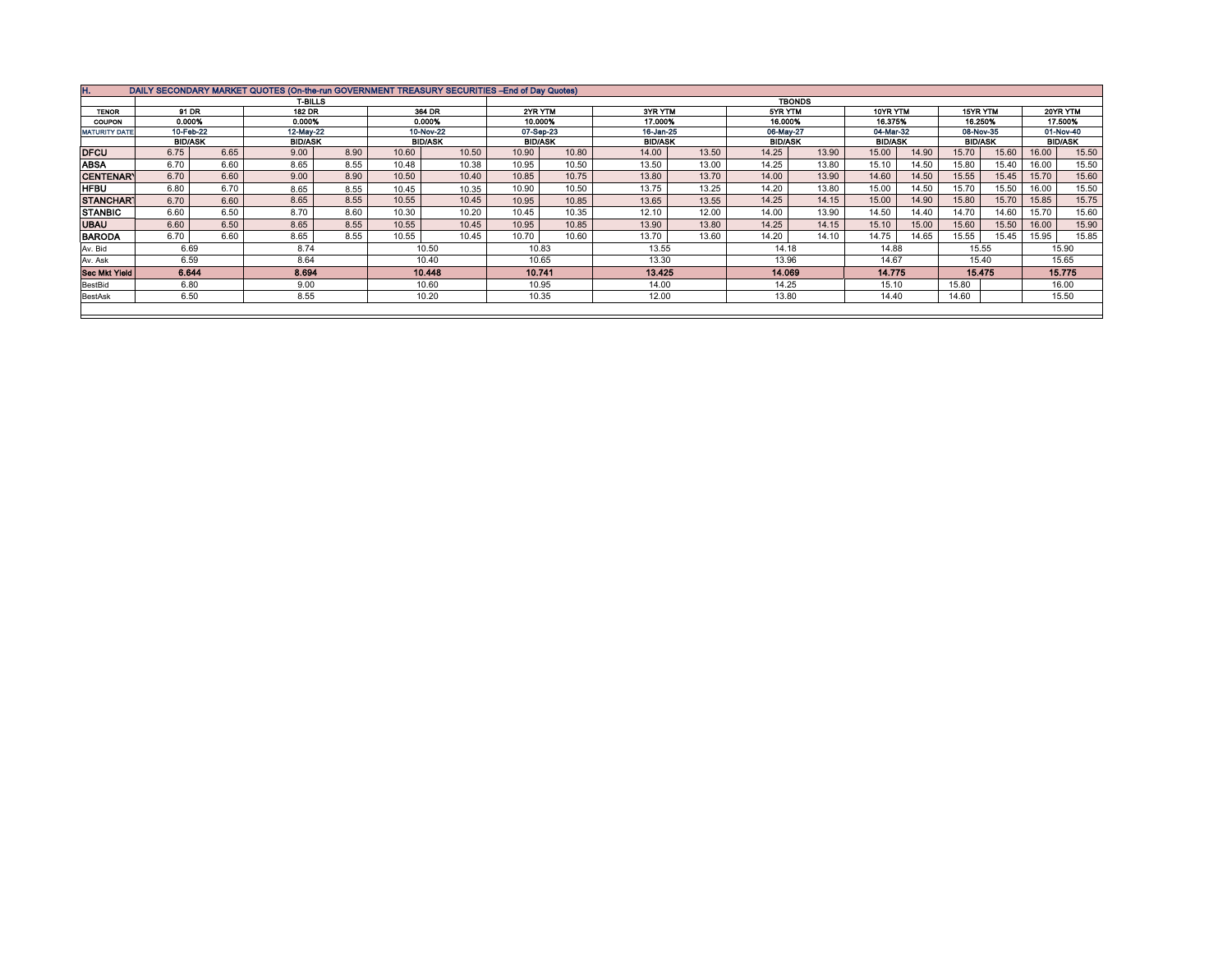## H. DAILY SECONDARY MARKET QUOTES (On-the-run GOVERNMENT TREASURY SECURITIES –End of Day Quotes)

| | T-BILLS | | | | | | TBONDS | | | | | | | | | | | |
|---|---|---|---|---|---|---|---|---|---|---|---|---|---|---|---|---|---|---|
| **TENOR** | **91 DR** | | **182 DR** | | **364 DR** | | **2YR YTM** | | **3YR YTM** | | **5YR YTM** | | **10YR YTM** | | **15YR YTM** | | **20YR YTM** | |
| **COUPON** | **0.000%** | | **0.000%** | | **0.000%** | | **10.000%** | | **17.000%** | | **16.000%** | | **16.375%** | | **16.250%** | | **17.500%** | |
| **MATURITY DATE** | **10-Feb-22** | | **12-May-22** | | **10-Nov-22** | | **07-Sep-23** | | **16-Jan-25** | | **06-May-27** | | **04-Mar-32** | | **08-Nov-35** | | **01-Nov-40** | |
| | **BID/ASK** | | **BID/ASK** | | **BID/ASK** | | **BID/ASK** | | **BID/ASK** | | **BID/ASK** | | **BID/ASK** | | **BID/ASK** | | **BID/ASK** | |
| **DFCU** | 6.75 | 6.65 | 9.00 | 8.90 | 10.60 | 10.50 | 10.90 | 10.80 | 14.00 | 13.50 | 14.25 | 13.90 | 15.00 | 14.90 | 15.70 | 15.60 | 16.00 | 15.50 |
| **ABSA** | 6.70 | 6.60 | 8.65 | 8.55 | 10.48 | 10.38 | 10.95 | 10.50 | 13.50 | 13.00 | 14.25 | 13.80 | 15.10 | 14.50 | 15.80 | 15.40 | 16.00 | 15.50 |
| **CENTENARY** | 6.70 | 6.60 | 9.00 | 8.90 | 10.50 | 10.40 | 10.85 | 10.75 | 13.80 | 13.70 | 14.00 | 13.90 | 14.60 | 14.50 | 15.55 | 15.45 | 15.70 | 15.60 |
| **HFBU** | 6.80 | 6.70 | 8.65 | 8.55 | 10.45 | 10.35 | 10.90 | 10.50 | 13.75 | 13.25 | 14.20 | 13.80 | 15.00 | 14.50 | 15.70 | 15.50 | 16.00 | 15.50 |
| **STANCHART** | 6.70 | 6.60 | 8.65 | 8.55 | 10.55 | 10.45 | 10.95 | 10.85 | 13.65 | 13.55 | 14.25 | 14.15 | 15.00 | 14.90 | 15.80 | 15.70 | 15.85 | 15.75 |
| **STANBIC** | 6.60 | 6.50 | 8.70 | 8.60 | 10.30 | 10.20 | 10.45 | 10.35 | 12.10 | 12.00 | 14.00 | 13.90 | 14.50 | 14.40 | 14.70 | 14.60 | 15.70 | 15.60 |
| **UBAU** | 6.60 | 6.50 | 8.65 | 8.55 | 10.55 | 10.45 | 10.95 | 10.85 | 13.90 | 13.80 | 14.25 | 14.15 | 15.10 | 15.00 | 15.60 | 15.50 | 16.00 | 15.90 |
| **BARODA** | 6.70 | 6.60 | 8.65 | 8.55 | 10.55 | 10.45 | 10.70 | 10.60 | 13.70 | 13.60 | 14.20 | 14.10 | 14.75 | 14.65 | 15.55 | 15.45 | 15.95 | 15.85 |
| Av. Bid | 6.69 | | 8.74 | | 10.50 | | 10.83 | | 13.55 | | 14.18 | | 14.88 | | 15.55 | | 15.90 | |
| Av. Ask | 6.59 | | 8.64 | | 10.40 | | 10.65 | | 13.30 | | 13.96 | | 14.67 | | 15.40 | | 15.65 | |
| **Sec Mkt Yield** | **6.644** | | **8.694** | | **10.448** | | **10.741** | | **13.425** | | **14.069** | | **14.775** | | **15.475** | | **15.775** | |
| BestBid | 6.80 | | 9.00 | | 10.60 | | 10.95 | | 14.00 | | 14.25 | | 15.10 | | 15.80 | | 16.00 | |
| BestAsk | 6.50 | | 8.55 | | 10.20 | | 10.35 | | 12.00 | | 13.80 | | 14.40 | | 14.60 | | 15.50 | |